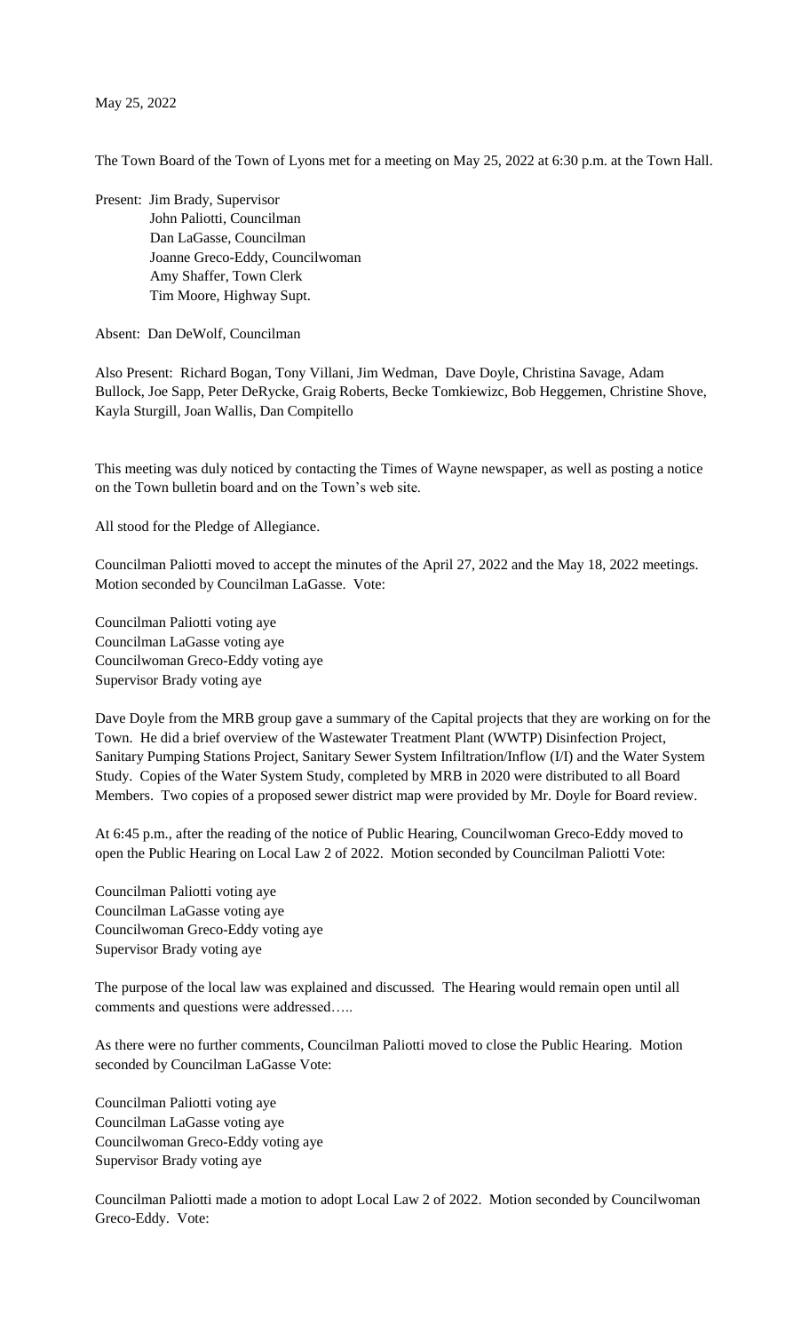May 25, 2022

The Town Board of the Town of Lyons met for a meeting on May 25, 2022 at 6:30 p.m. at the Town Hall.

Present: Jim Brady, Supervisor
John Paliotti, Councilman
Dan LaGasse, Councilman
Joanne Greco-Eddy, Councilwoman
Amy Shaffer, Town Clerk
Tim Moore, Highway Supt.

Absent: Dan DeWolf, Councilman

Also Present: Richard Bogan, Tony Villani, Jim Wedman, Dave Doyle, Christina Savage, Adam Bullock, Joe Sapp, Peter DeRycke, Graig Roberts, Becke Tomkiewizc, Bob Heggemen, Christine Shove, Kayla Sturgill, Joan Wallis, Dan Compitello

This meeting was duly noticed by contacting the Times of Wayne newspaper, as well as posting a notice on the Town bulletin board and on the Town's web site.

All stood for the Pledge of Allegiance.

Councilman Paliotti moved to accept the minutes of the April 27, 2022 and the May 18, 2022 meetings. Motion seconded by Councilman LaGasse. Vote:

Councilman Paliotti voting aye
Councilman LaGasse voting aye
Councilwoman Greco-Eddy voting aye
Supervisor Brady voting aye

Dave Doyle from the MRB group gave a summary of the Capital projects that they are working on for the Town. He did a brief overview of the Wastewater Treatment Plant (WWTP) Disinfection Project, Sanitary Pumping Stations Project, Sanitary Sewer System Infiltration/Inflow (I/I) and the Water System Study. Copies of the Water System Study, completed by MRB in 2020 were distributed to all Board Members. Two copies of a proposed sewer district map were provided by Mr. Doyle for Board review.

At 6:45 p.m., after the reading of the notice of Public Hearing, Councilwoman Greco-Eddy moved to open the Public Hearing on Local Law 2 of 2022. Motion seconded by Councilman Paliotti Vote:

Councilman Paliotti voting aye
Councilman LaGasse voting aye
Councilwoman Greco-Eddy voting aye
Supervisor Brady voting aye

The purpose of the local law was explained and discussed. The Hearing would remain open until all comments and questions were addressed…..

As there were no further comments, Councilman Paliotti moved to close the Public Hearing. Motion seconded by Councilman LaGasse Vote:

Councilman Paliotti voting aye
Councilman LaGasse voting aye
Councilwoman Greco-Eddy voting aye
Supervisor Brady voting aye

Councilman Paliotti made a motion to adopt Local Law 2 of 2022. Motion seconded by Councilwoman Greco-Eddy. Vote: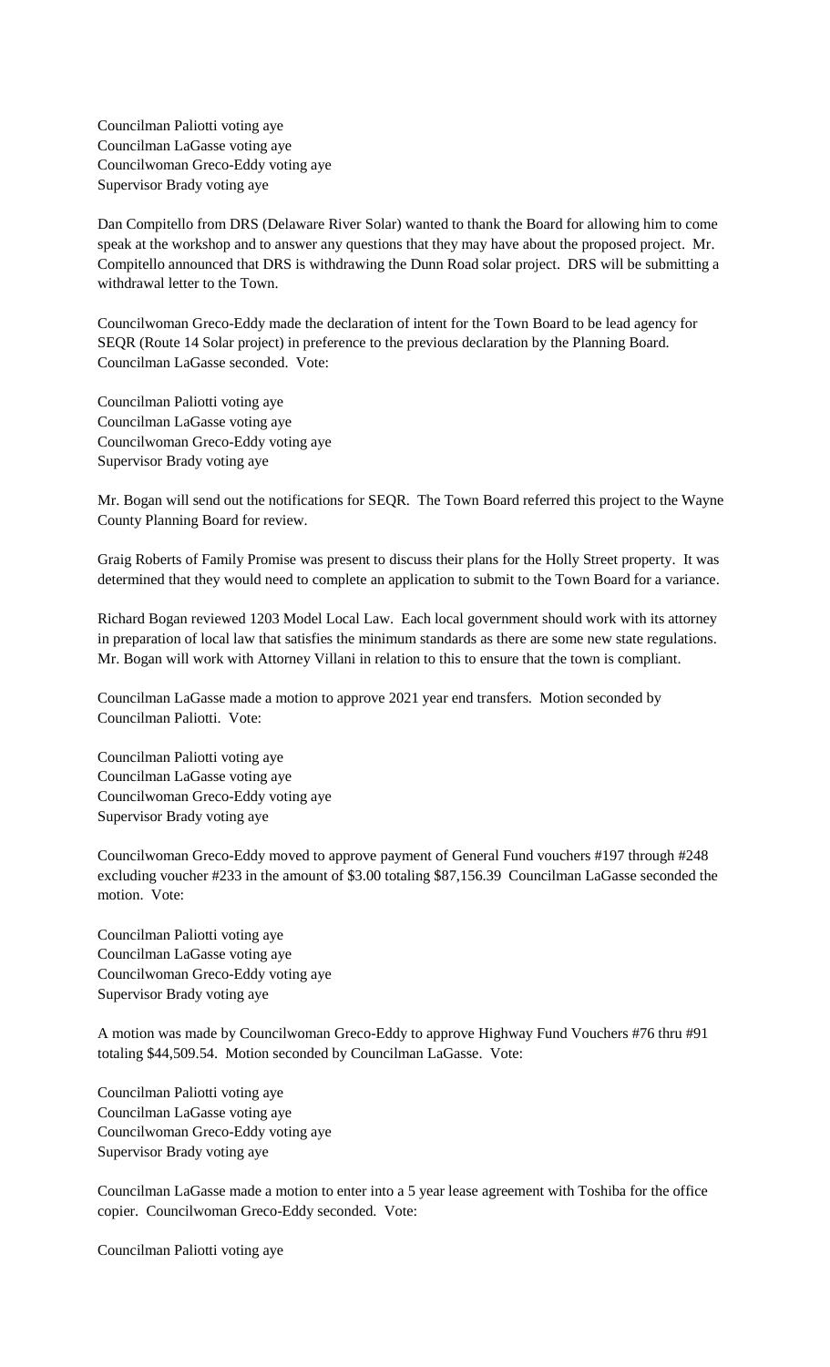Councilman Paliotti voting aye
Councilman LaGasse voting aye
Councilwoman Greco-Eddy voting aye
Supervisor Brady voting aye

Dan Compitello from DRS (Delaware River Solar) wanted to thank the Board for allowing him to come speak at the workshop and to answer any questions that they may have about the proposed project. Mr. Compitello announced that DRS is withdrawing the Dunn Road solar project. DRS will be submitting a withdrawal letter to the Town.

Councilwoman Greco-Eddy made the declaration of intent for the Town Board to be lead agency for SEQR (Route 14 Solar project) in preference to the previous declaration by the Planning Board. Councilman LaGasse seconded. Vote:

Councilman Paliotti voting aye
Councilman LaGasse voting aye
Councilwoman Greco-Eddy voting aye
Supervisor Brady voting aye

Mr. Bogan will send out the notifications for SEQR. The Town Board referred this project to the Wayne County Planning Board for review.

Graig Roberts of Family Promise was present to discuss their plans for the Holly Street property. It was determined that they would need to complete an application to submit to the Town Board for a variance.

Richard Bogan reviewed 1203 Model Local Law. Each local government should work with its attorney in preparation of local law that satisfies the minimum standards as there are some new state regulations. Mr. Bogan will work with Attorney Villani in relation to this to ensure that the town is compliant.

Councilman LaGasse made a motion to approve 2021 year end transfers. Motion seconded by Councilman Paliotti. Vote:

Councilman Paliotti voting aye
Councilman LaGasse voting aye
Councilwoman Greco-Eddy voting aye
Supervisor Brady voting aye

Councilwoman Greco-Eddy moved to approve payment of General Fund vouchers #197 through #248 excluding voucher #233 in the amount of $3.00 totaling $87,156.39 Councilman LaGasse seconded the motion. Vote:

Councilman Paliotti voting aye
Councilman LaGasse voting aye
Councilwoman Greco-Eddy voting aye
Supervisor Brady voting aye

A motion was made by Councilwoman Greco-Eddy to approve Highway Fund Vouchers #76 thru #91 totaling $44,509.54. Motion seconded by Councilman LaGasse. Vote:

Councilman Paliotti voting aye
Councilman LaGasse voting aye
Councilwoman Greco-Eddy voting aye
Supervisor Brady voting aye

Councilman LaGasse made a motion to enter into a 5 year lease agreement with Toshiba for the office copier. Councilwoman Greco-Eddy seconded. Vote:

Councilman Paliotti voting aye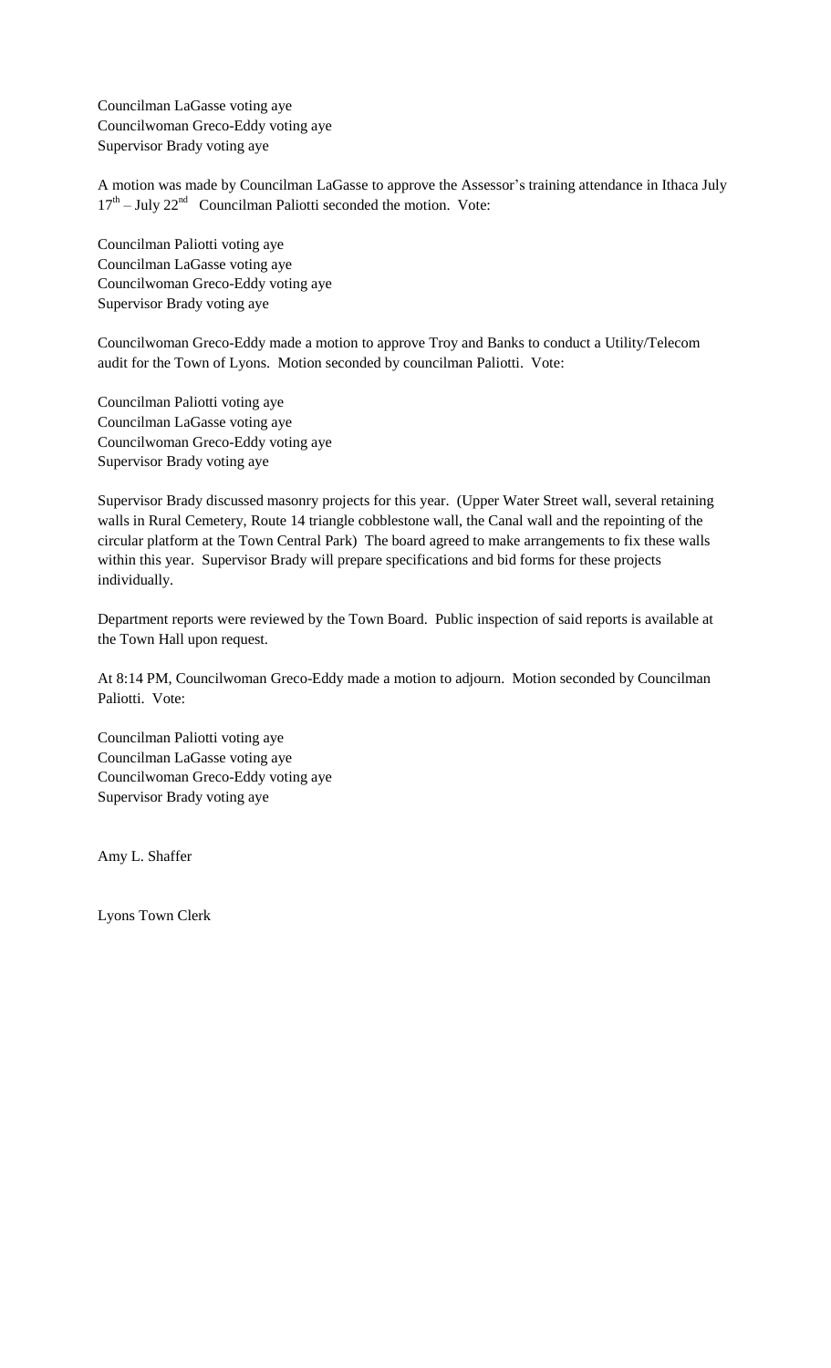Councilman LaGasse voting aye
Councilwoman Greco-Eddy voting aye
Supervisor Brady voting aye

A motion was made by Councilman LaGasse to approve the Assessor's training attendance in Ithaca July 17th – July 22nd Councilman Paliotti seconded the motion. Vote:

Councilman Paliotti voting aye
Councilman LaGasse voting aye
Councilwoman Greco-Eddy voting aye
Supervisor Brady voting aye

Councilwoman Greco-Eddy made a motion to approve Troy and Banks to conduct a Utility/Telecom audit for the Town of Lyons. Motion seconded by councilman Paliotti. Vote:

Councilman Paliotti voting aye
Councilman LaGasse voting aye
Councilwoman Greco-Eddy voting aye
Supervisor Brady voting aye

Supervisor Brady discussed masonry projects for this year. (Upper Water Street wall, several retaining walls in Rural Cemetery, Route 14 triangle cobblestone wall, the Canal wall and the repointing of the circular platform at the Town Central Park) The board agreed to make arrangements to fix these walls within this year. Supervisor Brady will prepare specifications and bid forms for these projects individually.

Department reports were reviewed by the Town Board. Public inspection of said reports is available at the Town Hall upon request.

At 8:14 PM, Councilwoman Greco-Eddy made a motion to adjourn. Motion seconded by Councilman Paliotti. Vote:

Councilman Paliotti voting aye
Councilman LaGasse voting aye
Councilwoman Greco-Eddy voting aye
Supervisor Brady voting aye

Amy L. Shaffer

Lyons Town Clerk